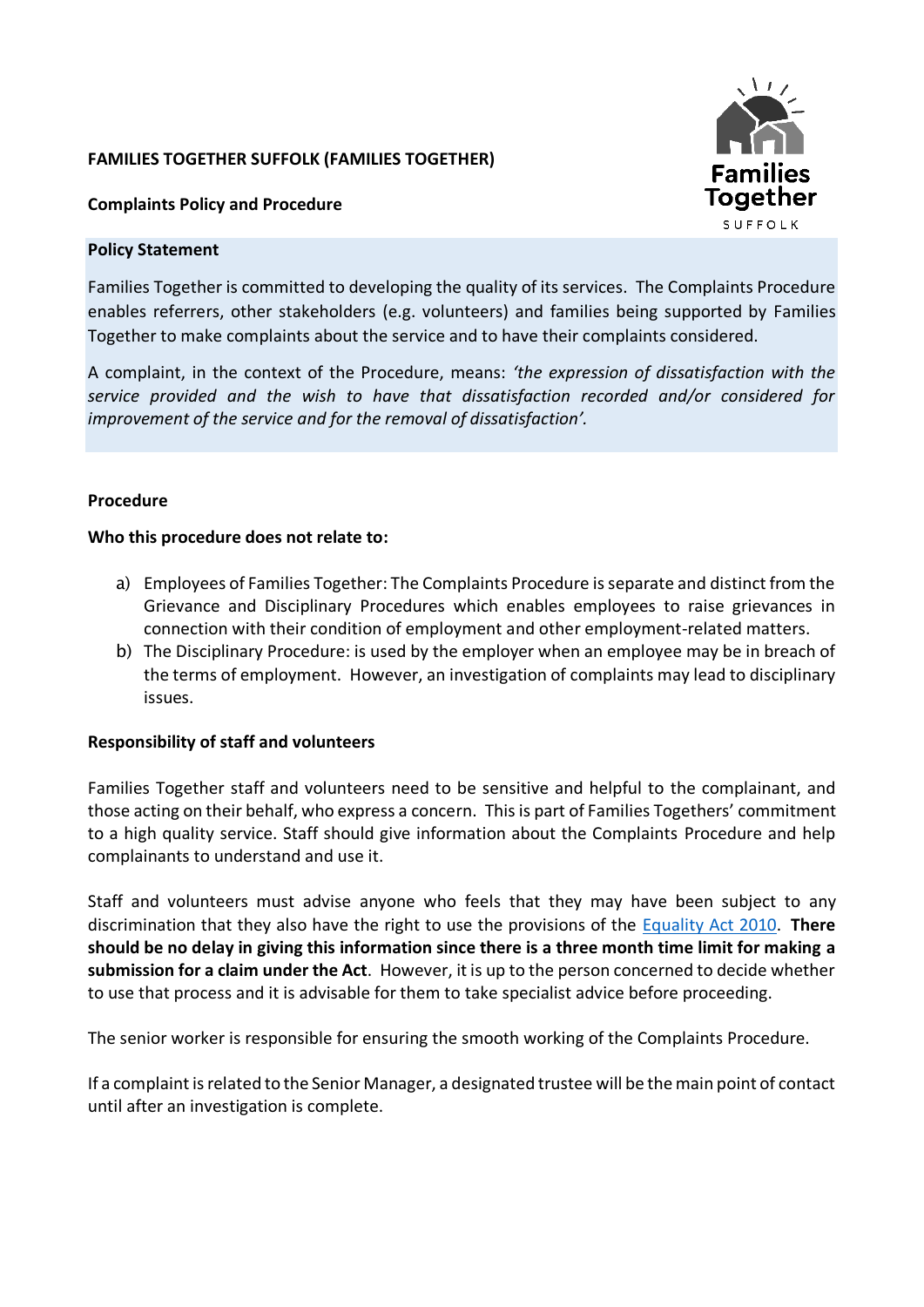**FAMILIES TOGETHER SUFFOLK (FAMILIES TOGETHER)**

**Complaints Policy and Procedure**

**Policy Statement**

Families Together is committed to developing the quality of its services. The Complaints Procedure enables referrers, other stakeholders (e.g. volunteers) and families being supported by Families Together to make complaints about the service and to have their complaints considered.

A complaint, in the context of the Procedure, means: *'the expression of dissatisfaction with the service provided and the wish to have that dissatisfaction recorded and/or considered for improvement of the service and for the removal of dissatisfaction'.*

**Procedure**

**Who this procedure does not relate to:**

a) Employees of Families Together: The Complaints Procedure is separate and distinct from the Grievance and Disciplinary Procedures which enables employees to raise grievances in connection with their condition of employment and other employment-related matters.
b) The Disciplinary Procedure: is used by the employer when an employee may be in breach of the terms of employment. However, an investigation of complaints may lead to disciplinary issues.

**Responsibility of staff and volunteers**

Families Together staff and volunteers need to be sensitive and helpful to the complainant, and those acting on their behalf, who express a concern. This is part of Families Togethers' commitment to a high quality service. Staff should give information about the Complaints Procedure and help complainants to understand and use it.

Staff and volunteers must advise anyone who feels that they may have been subject to any discrimination that they also have the right to use the provisions of the Equality Act 2010. **There should be no delay in giving this information since there is a three month time limit for making a submission for a claim under the Act**. However, it is up to the person concerned to decide whether to use that process and it is advisable for them to take specialist advice before proceeding.

The senior worker is responsible for ensuring the smooth working of the Complaints Procedure.

If a complaint is related to the Senior Manager, a designated trustee will be the main point of contact until after an investigation is complete.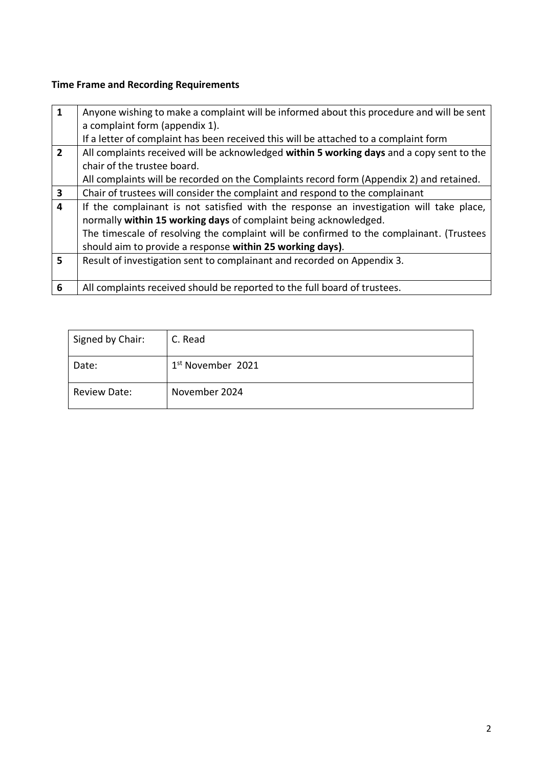**Time Frame and Recording Requirements**

| | |
|---|---|
| **1** | Anyone wishing to make a complaint will be informed about this procedure and will be sent a complaint form (appendix 1).<br>If a letter of complaint has been received this will be attached to a complaint form |
| **2** | All complaints received will be acknowledged **within 5 working days** and a copy sent to the chair of the trustee board.<br>All complaints will be recorded on the Complaints record form (Appendix 2) and retained. |
| **3** | Chair of trustees will consider the complaint and respond to the complainant |
| **4** | If the complainant is not satisfied with the response an investigation will take place, normally **within 15 working days** of complaint being acknowledged.<br>The timescale of resolving the complaint will be confirmed to the complainant. (Trustees should aim to provide a response **within 25 working days)**. |
| **5** | Result of investigation sent to complainant and recorded on Appendix 3. |
| **6** | All complaints received should be reported to the full board of trustees. |

| | |
|---|---|
| Signed by Chair: | C. Read |
| Date: | 1st November 2021 |
| Review Date: | November 2024 |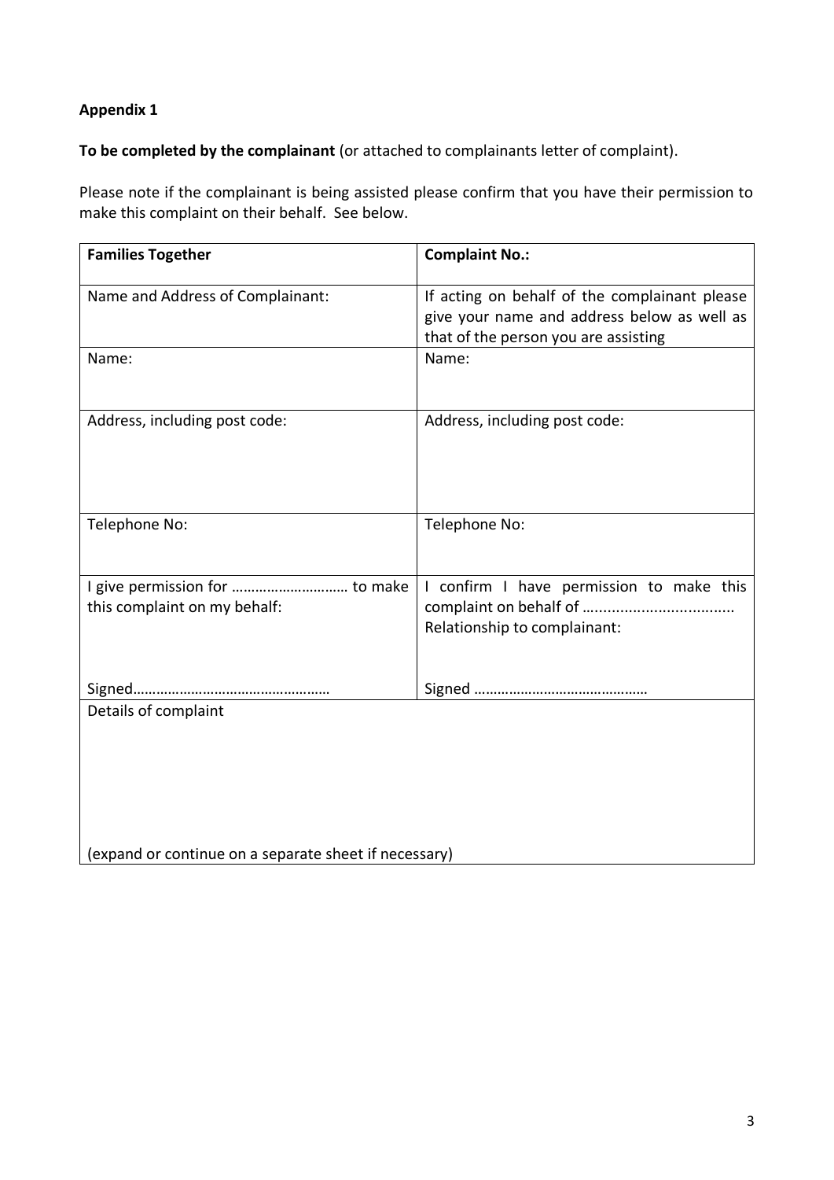**Appendix 1**

**To be completed by the complainant** (or attached to complainants letter of complaint).

Please note if the complainant is being assisted please confirm that you have their permission to make this complaint on their behalf. See below.

| **Families Together** | **Complaint No.:** |
|---|---|
| Name and Address of Complainant: | If acting on behalf of the complainant please give your name and address below as well as that of the person you are assisting |
| Name: | Name: |
| Address, including post code: | Address, including post code: |
| Telephone No: | Telephone No: |
| I give permission for ……………………….. to make this complaint on my behalf:<br><br>Signed…………………………………………. | I confirm I have permission to make this complaint on behalf of …................................<br>Relationship to complainant:<br><br>Signed …………………………………… |
| Details of complaint<br><br>(expand or continue on a separate sheet if necessary) | |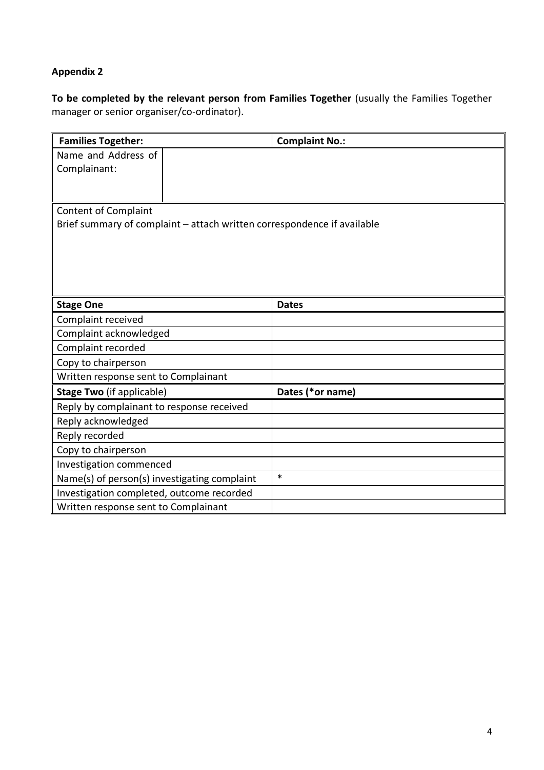## Appendix 2

**To be completed by the relevant person from Families Together** (usually the Families Together manager or senior organiser/co-ordinator).

| **Families Together:** | **Complaint No.:** |
|---|---|
| Name and Address of Complainant: | |
| Content of Complaint<br>Brief summary of complaint – attach written correspondence if available | |
| **Stage One** | **Dates** |
| Complaint received | |
| Complaint acknowledged | |
| Complaint recorded | |
| Copy to chairperson | |
| Written response sent to Complainant | |
| **Stage Two** (if applicable) | **Dates (*or name)** |
| Reply by complainant to response received | |
| Reply acknowledged | |
| Reply recorded | |
| Copy to chairperson | |
| Investigation commenced | |
| Name(s) of person(s) investigating complaint | * |
| Investigation completed, outcome recorded | |
| Written response sent to Complainant | |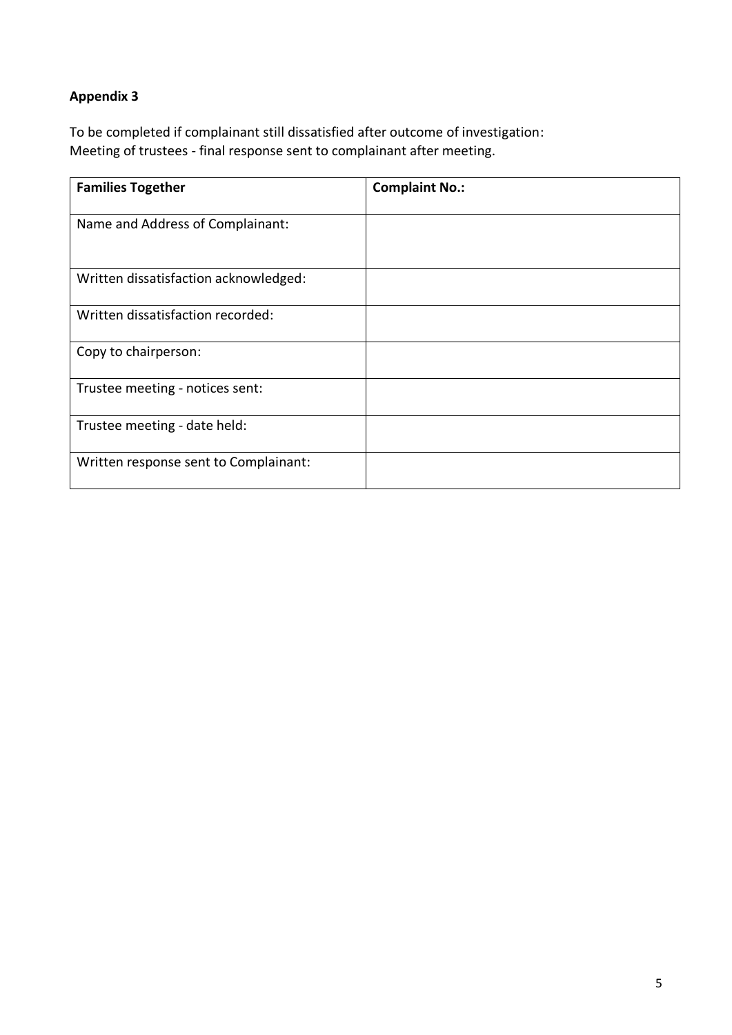**Appendix 3**

To be completed if complainant still dissatisfied after outcome of investigation:
Meeting of trustees - final response sent to complainant after meeting.

| **Families Together** | **Complaint No.:** |
|---|---|
| Name and Address of Complainant: | |
| Written dissatisfaction acknowledged: | |
| Written dissatisfaction recorded: | |
| Copy to chairperson: | |
| Trustee meeting - notices sent: | |
| Trustee meeting - date held: | |
| Written response sent to Complainant: | |